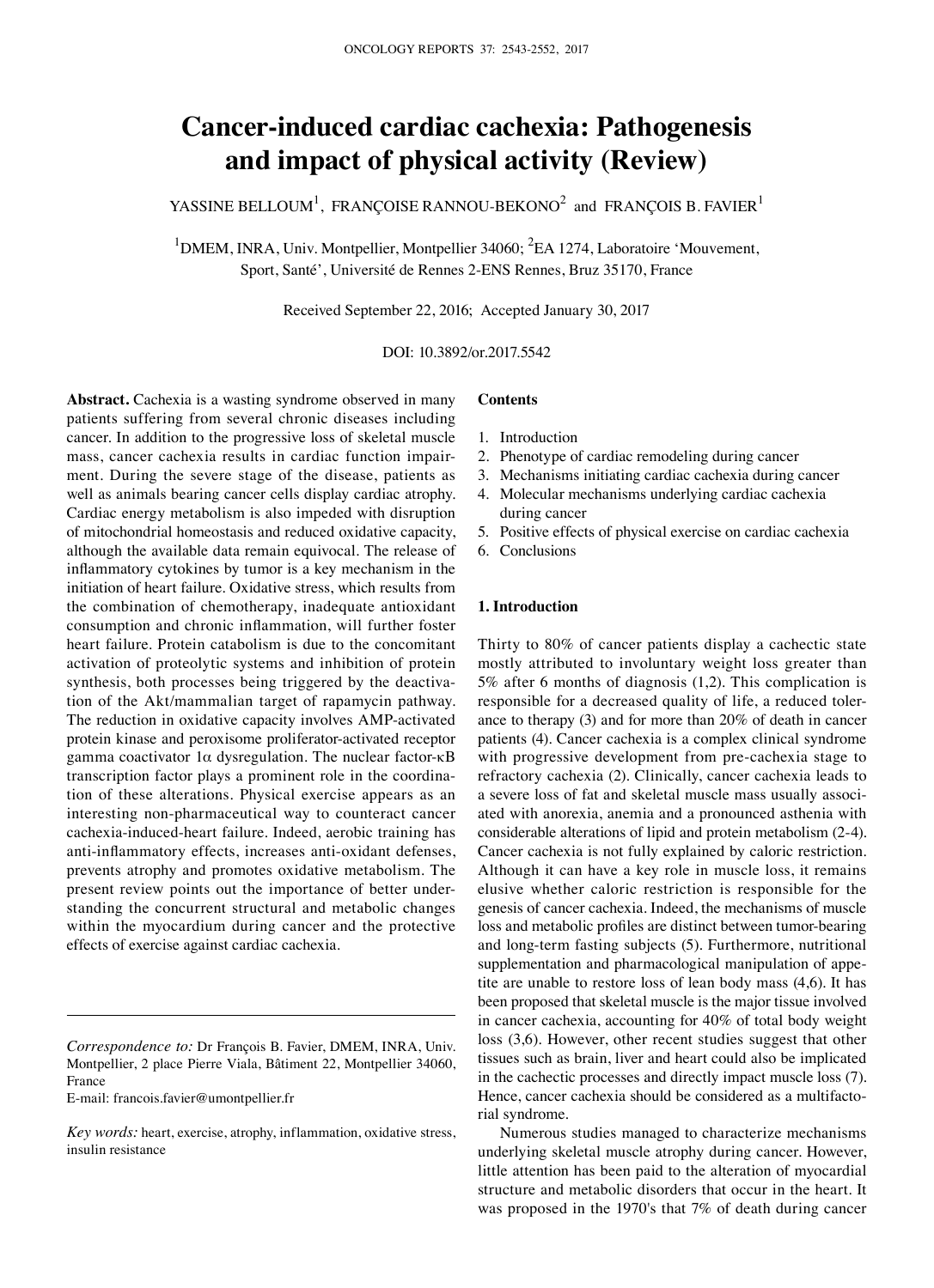# Cancer-induced cardiac cachexia: Pathogenesis and impact of physical activity (Review)

YASSINE BELLOUM[1], FRANÇOISE RANNOU-BEKONO[2] and FRANÇOIS B. FAVIER[1]

[1]DMEM, INRA, Univ. Montpellier, Montpellier 34060; [2]EA 1274, Laboratoire 'Mouvement, Sport, Santé', Université de Rennes 2-ENS Rennes, Bruz 35170, France

Received September 22, 2016; Accepted January 30, 2017

DOI: 10.3892/or.2017.5542

**Abstract.** Cachexia is a wasting syndrome observed in many patients suffering from several chronic diseases including cancer. In addition to the progressive loss of skeletal muscle mass, cancer cachexia results in cardiac function impairment. During the severe stage of the disease, patients as well as animals bearing cancer cells display cardiac atrophy. Cardiac energy metabolism is also impeded with disruption of mitochondrial homeostasis and reduced oxidative capacity, although the available data remain equivocal. The release of inflammatory cytokines by tumor is a key mechanism in the initiation of heart failure. Oxidative stress, which results from the combination of chemotherapy, inadequate antioxidant consumption and chronic inflammation, will further foster heart failure. Protein catabolism is due to the concomitant activation of proteolytic systems and inhibition of protein synthesis, both processes being triggered by the deactivation of the Akt/mammalian target of rapamycin pathway. The reduction in oxidative capacity involves AMP-activated protein kinase and peroxisome proliferator-activated receptor gamma coactivator 1α dysregulation. The nuclear factor-κB transcription factor plays a prominent role in the coordination of these alterations. Physical exercise appears as an interesting non-pharmaceutical way to counteract cancer cachexia-induced-heart failure. Indeed, aerobic training has anti-inflammatory effects, increases anti-oxidant defenses, prevents atrophy and promotes oxidative metabolism. The present review points out the importance of better understanding the concurrent structural and metabolic changes within the myocardium during cancer and the protective effects of exercise against cardiac cachexia.

*Correspondence to:* Dr François B. Favier, DMEM, INRA, Univ. Montpellier, 2 place Pierre Viala, Bâtiment 22, Montpellier 34060, France
E-mail: francois.favier@umontpellier.fr

*Key words:* heart, exercise, atrophy, inflammation, oxidative stress, insulin resistance

**Contents**

1. Introduction
2. Phenotype of cardiac remodeling during cancer
3. Mechanisms initiating cardiac cachexia during cancer
4. Molecular mechanisms underlying cardiac cachexia during cancer
5. Positive effects of physical exercise on cardiac cachexia
6. Conclusions

## 1. Introduction

Thirty to 80% of cancer patients display a cachectic state mostly attributed to involuntary weight loss greater than 5% after 6 months of diagnosis (1,2). This complication is responsible for a decreased quality of life, a reduced tolerance to therapy (3) and for more than 20% of death in cancer patients (4). Cancer cachexia is a complex clinical syndrome with progressive development from pre-cachexia stage to refractory cachexia (2). Clinically, cancer cachexia leads to a severe loss of fat and skeletal muscle mass usually associated with anorexia, anemia and a pronounced asthenia with considerable alterations of lipid and protein metabolism (2-4). Cancer cachexia is not fully explained by caloric restriction. Although it can have a key role in muscle loss, it remains elusive whether caloric restriction is responsible for the genesis of cancer cachexia. Indeed, the mechanisms of muscle loss and metabolic profiles are distinct between tumor-bearing and long-term fasting subjects (5). Furthermore, nutritional supplementation and pharmacological manipulation of appetite are unable to restore loss of lean body mass (4,6). It has been proposed that skeletal muscle is the major tissue involved in cancer cachexia, accounting for 40% of total body weight loss (3,6). However, other recent studies suggest that other tissues such as brain, liver and heart could also be implicated in the cachectic processes and directly impact muscle loss (7). Hence, cancer cachexia should be considered as a multifactorial syndrome.

Numerous studies managed to characterize mechanisms underlying skeletal muscle atrophy during cancer. However, little attention has been paid to the alteration of myocardial structure and metabolic disorders that occur in the heart. It was proposed in the 1970's that 7% of death during cancer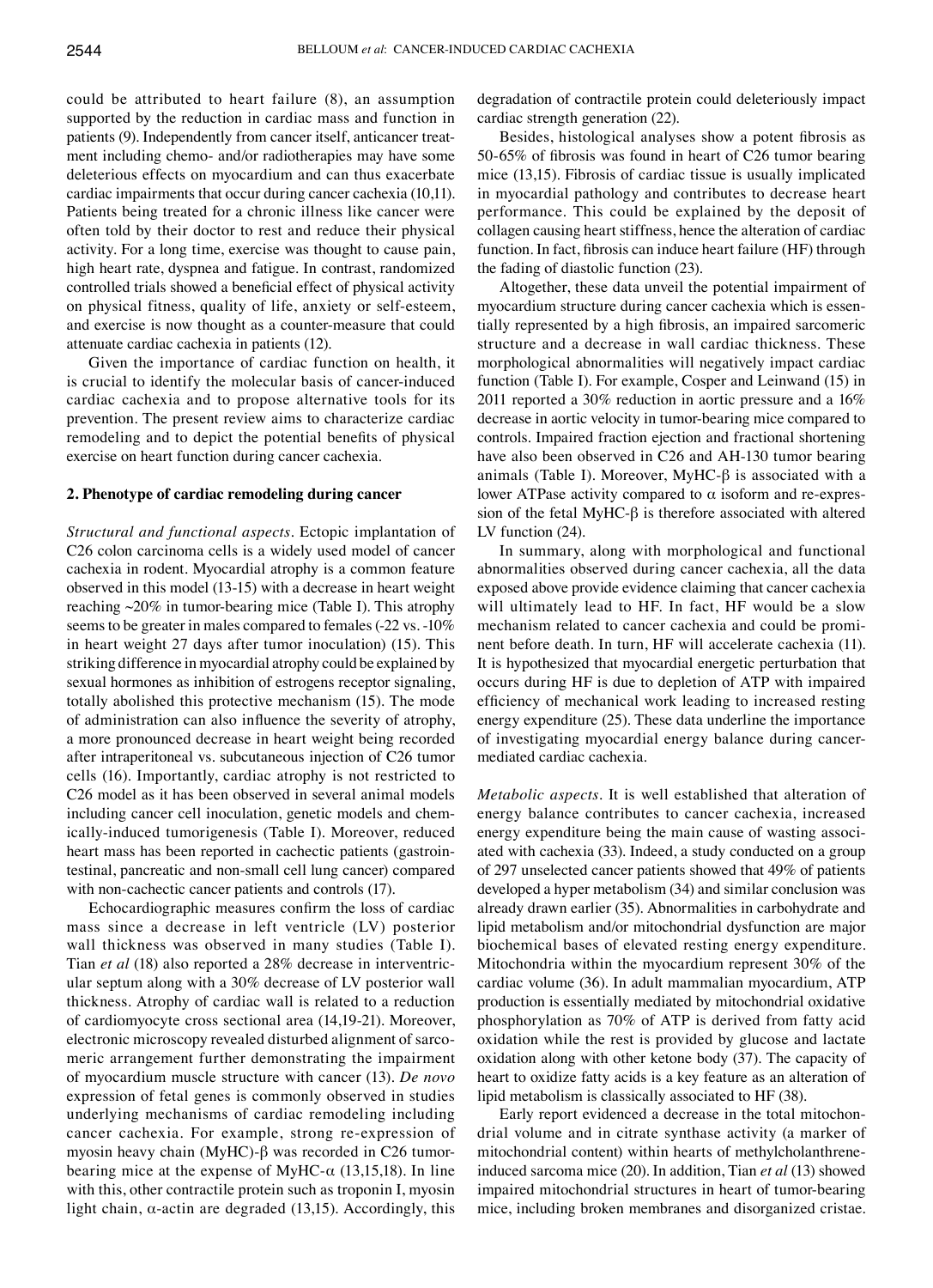could be attributed to heart failure (8), an assumption supported by the reduction in cardiac mass and function in patients (9). Independently from cancer itself, anticancer treatment including chemo- and/or radiotherapies may have some deleterious effects on myocardium and can thus exacerbate cardiac impairments that occur during cancer cachexia (10,11). Patients being treated for a chronic illness like cancer were often told by their doctor to rest and reduce their physical activity. For a long time, exercise was thought to cause pain, high heart rate, dyspnea and fatigue. In contrast, randomized controlled trials showed a beneficial effect of physical activity on physical fitness, quality of life, anxiety or self-esteem, and exercise is now thought as a counter-measure that could attenuate cardiac cachexia in patients (12).

Given the importance of cardiac function on health, it is crucial to identify the molecular basis of cancer-induced cardiac cachexia and to propose alternative tools for its prevention. The present review aims to characterize cardiac remodeling and to depict the potential benefits of physical exercise on heart function during cancer cachexia.

## 2. Phenotype of cardiac remodeling during cancer

*Structural and functional aspects.* Ectopic implantation of C26 colon carcinoma cells is a widely used model of cancer cachexia in rodent. Myocardial atrophy is a common feature observed in this model (13-15) with a decrease in heart weight reaching ~20% in tumor-bearing mice (Table I). This atrophy seems to be greater in males compared to females (-22 vs. -10% in heart weight 27 days after tumor inoculation) (15). This striking difference in myocardial atrophy could be explained by sexual hormones as inhibition of estrogens receptor signaling, totally abolished this protective mechanism (15). The mode of administration can also influence the severity of atrophy, a more pronounced decrease in heart weight being recorded after intraperitoneal vs. subcutaneous injection of C26 tumor cells (16). Importantly, cardiac atrophy is not restricted to C26 model as it has been observed in several animal models including cancer cell inoculation, genetic models and chemically-induced tumorigenesis (Table I). Moreover, reduced heart mass has been reported in cachectic patients (gastrointestinal, pancreatic and non-small cell lung cancer) compared with non-cachectic cancer patients and controls (17).

Echocardiographic measures confirm the loss of cardiac mass since a decrease in left ventricle (LV) posterior wall thickness was observed in many studies (Table I). Tian *et al* (18) also reported a 28% decrease in interventricular septum along with a 30% decrease of LV posterior wall thickness. Atrophy of cardiac wall is related to a reduction of cardiomyocyte cross sectional area (14,19-21). Moreover, electronic microscopy revealed disturbed alignment of sarcomeric arrangement further demonstrating the impairment of myocardium muscle structure with cancer (13). *De novo* expression of fetal genes is commonly observed in studies underlying mechanisms of cardiac remodeling including cancer cachexia. For example, strong re-expression of myosin heavy chain (MyHC)-β was recorded in C26 tumor-bearing mice at the expense of MyHC-α (13,15,18). In line with this, other contractile protein such as troponin I, myosin light chain, α-actin are degraded (13,15). Accordingly, this degradation of contractile protein could deleteriously impact cardiac strength generation (22).

Besides, histological analyses show a potent fibrosis as 50-65% of fibrosis was found in heart of C26 tumor bearing mice (13,15). Fibrosis of cardiac tissue is usually implicated in myocardial pathology and contributes to decrease heart performance. This could be explained by the deposit of collagen causing heart stiffness, hence the alteration of cardiac function. In fact, fibrosis can induce heart failure (HF) through the fading of diastolic function (23).

Altogether, these data unveil the potential impairment of myocardium structure during cancer cachexia which is essentially represented by a high fibrosis, an impaired sarcomeric structure and a decrease in wall cardiac thickness. These morphological abnormalities will negatively impact cardiac function (Table I). For example, Cosper and Leinwand (15) in 2011 reported a 30% reduction in aortic pressure and a 16% decrease in aortic velocity in tumor-bearing mice compared to controls. Impaired fraction ejection and fractional shortening have also been observed in C26 and AH-130 tumor bearing animals (Table I). Moreover, MyHC-β is associated with a lower ATPase activity compared to α isoform and re-expression of the fetal MyHC-β is therefore associated with altered LV function (24).

In summary, along with morphological and functional abnormalities observed during cancer cachexia, all the data exposed above provide evidence claiming that cancer cachexia will ultimately lead to HF. In fact, HF would be a slow mechanism related to cancer cachexia and could be prominent before death. In turn, HF will accelerate cachexia (11). It is hypothesized that myocardial energetic perturbation that occurs during HF is due to depletion of ATP with impaired efficiency of mechanical work leading to increased resting energy expenditure (25). These data underline the importance of investigating myocardial energy balance during cancer-mediated cardiac cachexia.

*Metabolic aspects.* It is well established that alteration of energy balance contributes to cancer cachexia, increased energy expenditure being the main cause of wasting associated with cachexia (33). Indeed, a study conducted on a group of 297 unselected cancer patients showed that 49% of patients developed a hyper metabolism (34) and similar conclusion was already drawn earlier (35). Abnormalities in carbohydrate and lipid metabolism and/or mitochondrial dysfunction are major biochemical bases of elevated resting energy expenditure. Mitochondria within the myocardium represent 30% of the cardiac volume (36). In adult mammalian myocardium, ATP production is essentially mediated by mitochondrial oxidative phosphorylation as 70% of ATP is derived from fatty acid oxidation while the rest is provided by glucose and lactate oxidation along with other ketone body (37). The capacity of heart to oxidize fatty acids is a key feature as an alteration of lipid metabolism is classically associated to HF (38).

Early report evidenced a decrease in the total mitochondrial volume and in citrate synthase activity (a marker of mitochondrial content) within hearts of methylcholanthrene-induced sarcoma mice (20). In addition, Tian *et al* (13) showed impaired mitochondrial structures in heart of tumor-bearing mice, including broken membranes and disorganized cristae.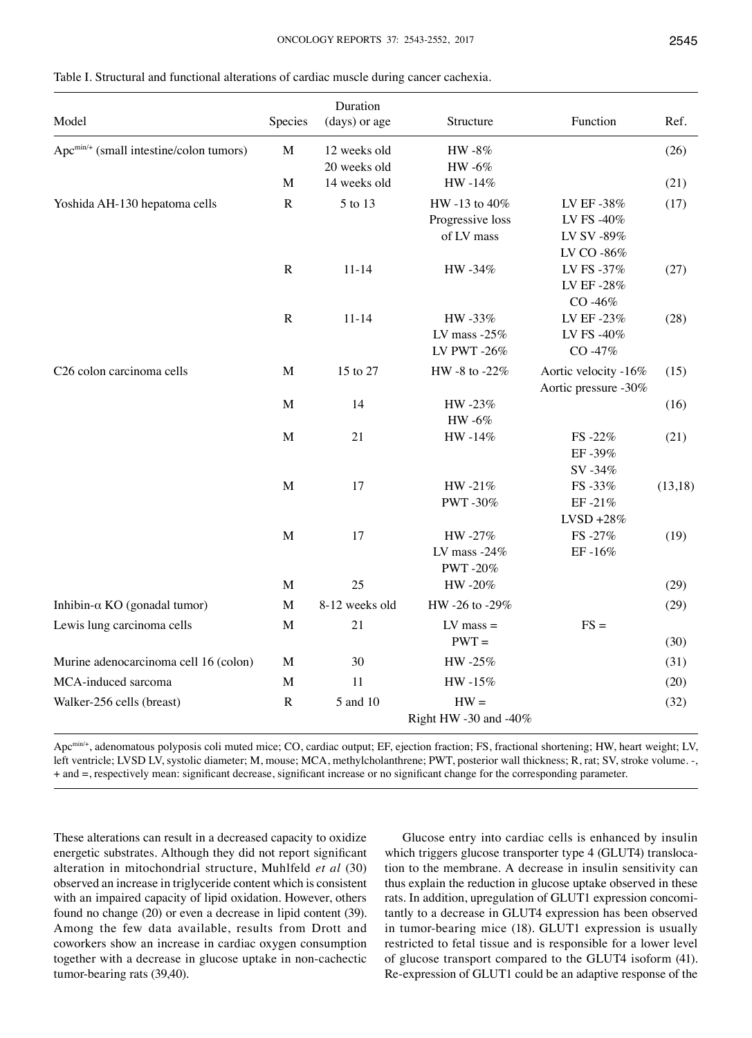Table I. Structural and functional alterations of cardiac muscle during cancer cachexia.

| Model | Species | Duration (days) or age | Structure | Function | Ref. |
|---|---|---|---|---|---|
| $Apc^{min/+}$ (small intestine/colon tumors) | M | 12 weeks old<br>20 weeks old | HW -8%<br>HW -6% | | (26) |
| | M | 14 weeks old | HW -14% | | (21) |
| Yoshida AH-130 hepatoma cells | R | 5 to 13 | HW -13 to 40%<br>Progressive loss of LV mass | LV EF -38%<br>LV FS -40%<br>LV SV -89%<br>LV CO -86% | (17) |
| | R | 11-14 | HW -34% | LV FS -37%<br>LV EF -28%<br>CO -46% | (27) |
| | R | 11-14 | HW -33%<br>LV mass -25%<br>LV PWT -26% | LV EF -23%<br>LV FS -40%<br>CO -47% | (28) |
| C26 colon carcinoma cells | M | 15 to 27 | HW -8 to -22% | Aortic velocity -16%<br>Aortic pressure -30% | (15) |
| | M | 14 | HW -23%<br>HW -6% | | (16) |
| | M | 21 | HW -14% | FS -22%<br>EF -39%<br>SV -34% | (21) |
| | M | 17 | HW -21%<br>PWT -30% | FS -33%<br>EF -21%<br>LVSD +28% | (13,18) |
| | M | 17 | HW -27%<br>LV mass -24%<br>PWT -20% | FS -27%<br>EF -16% | (19) |
| | M | 25 | HW -20% | | (29) |
| Inhibin-α KO (gonadal tumor) | M | 8-12 weeks old | HW -26 to -29% | | (29) |
| Lewis lung carcinoma cells | M | 21 | LV mass =<br>PWT = | FS = | (30) |
| Murine adenocarcinoma cell 16 (colon) | M | 30 | HW -25% | | (31) |
| MCA-induced sarcoma | M | 11 | HW -15% | | (20) |
| Walker-256 cells (breast) | R | 5 and 10 | HW =<br>Right HW -30 and -40% | | (32) |

$Apc^{min/+}$, adenomatous polyposis coli muted mice; CO, cardiac output; EF, ejection fraction; FS, fractional shortening; HW, heart weight; LV, left ventricle; LVSD LV, systolic diameter; M, mouse; MCA, methylcholanthrene; PWT, posterior wall thickness; R, rat; SV, stroke volume. -, + and =, respectively mean: significant decrease, significant increase or no significant change for the corresponding parameter.

These alterations can result in a decreased capacity to oxidize energetic substrates. Although they did not report significant alteration in mitochondrial structure, Muhlfeld *et al* (30) observed an increase in triglyceride content which is consistent with an impaired capacity of lipid oxidation. However, others found no change (20) or even a decrease in lipid content (39). Among the few data available, results from Drott and coworkers show an increase in cardiac oxygen consumption together with a decrease in glucose uptake in non-cachectic tumor-bearing rats (39,40).

Glucose entry into cardiac cells is enhanced by insulin which triggers glucose transporter type 4 (GLUT4) translocation to the membrane. A decrease in insulin sensitivity can thus explain the reduction in glucose uptake observed in these rats. In addition, upregulation of GLUT1 expression concomitantly to a decrease in GLUT4 expression has been observed in tumor-bearing mice (18). GLUT1 expression is usually restricted to fetal tissue and is responsible for a lower level of glucose transport compared to the GLUT4 isoform (41). Re-expression of GLUT1 could be an adaptive response of the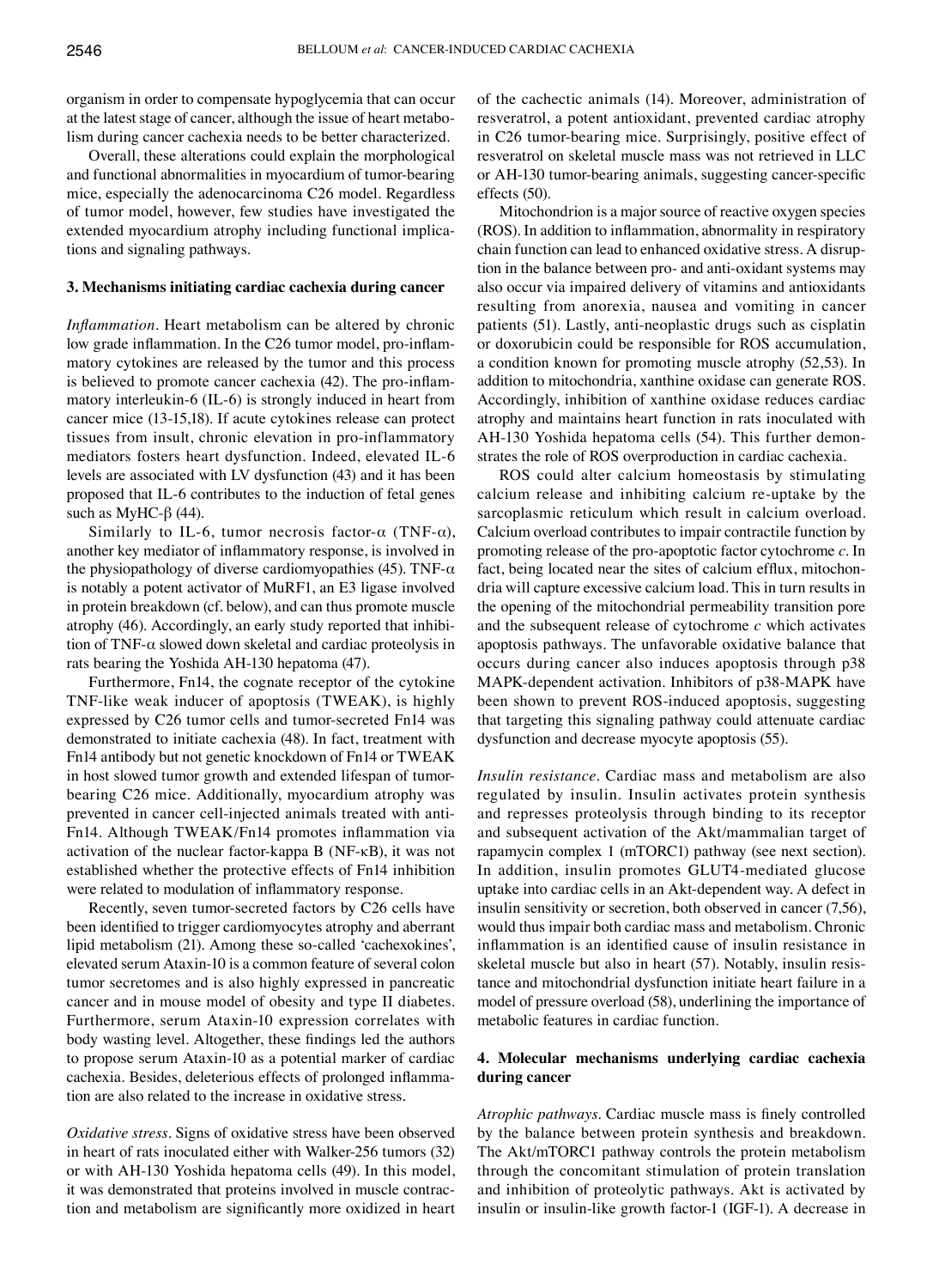organism in order to compensate hypoglycemia that can occur at the latest stage of cancer, although the issue of heart metabolism during cancer cachexia needs to be better characterized.

Overall, these alterations could explain the morphological and functional abnormalities in myocardium of tumor-bearing mice, especially the adenocarcinoma C26 model. Regardless of tumor model, however, few studies have investigated the extended myocardium atrophy including functional implications and signaling pathways.

## 3. Mechanisms initiating cardiac cachexia during cancer

*Inflammation.* Heart metabolism can be altered by chronic low grade inflammation. In the C26 tumor model, pro-inflammatory cytokines are released by the tumor and this process is believed to promote cancer cachexia (42). The pro-inflammatory interleukin-6 (IL-6) is strongly induced in heart from cancer mice (13-15,18). If acute cytokines release can protect tissues from insult, chronic elevation in pro-inflammatory mediators fosters heart dysfunction. Indeed, elevated IL-6 levels are associated with LV dysfunction (43) and it has been proposed that IL-6 contributes to the induction of fetal genes such as MyHC-β (44).

Similarly to IL-6, tumor necrosis factor-α (TNF-α), another key mediator of inflammatory response, is involved in the physiopathology of diverse cardiomyopathies (45). TNF-α is notably a potent activator of MuRF1, an E3 ligase involved in protein breakdown (cf. below), and can thus promote muscle atrophy (46). Accordingly, an early study reported that inhibition of TNF-α slowed down skeletal and cardiac proteolysis in rats bearing the Yoshida AH-130 hepatoma (47).

Furthermore, Fn14, the cognate receptor of the cytokine TNF-like weak inducer of apoptosis (TWEAK), is highly expressed by C26 tumor cells and tumor-secreted Fn14 was demonstrated to initiate cachexia (48). In fact, treatment with Fn14 antibody but not genetic knockdown of Fn14 or TWEAK in host slowed tumor growth and extended lifespan of tumor-bearing C26 mice. Additionally, myocardium atrophy was prevented in cancer cell-injected animals treated with anti-Fn14. Although TWEAK/Fn14 promotes inflammation via activation of the nuclear factor-kappa B (NF-κB), it was not established whether the protective effects of Fn14 inhibition were related to modulation of inflammatory response.

Recently, seven tumor-secreted factors by C26 cells have been identified to trigger cardiomyocytes atrophy and aberrant lipid metabolism (21). Among these so-called 'cachexokines', elevated serum Ataxin-10 is a common feature of several colon tumor secretomes and is also highly expressed in pancreatic cancer and in mouse model of obesity and type II diabetes. Furthermore, serum Ataxin-10 expression correlates with body wasting level. Altogether, these findings led the authors to propose serum Ataxin-10 as a potential marker of cardiac cachexia. Besides, deleterious effects of prolonged inflammation are also related to the increase in oxidative stress.

*Oxidative stress.* Signs of oxidative stress have been observed in heart of rats inoculated either with Walker-256 tumors (32) or with AH-130 Yoshida hepatoma cells (49). In this model, it was demonstrated that proteins involved in muscle contraction and metabolism are significantly more oxidized in heart of the cachectic animals (14). Moreover, administration of resveratrol, a potent antioxidant, prevented cardiac atrophy in C26 tumor-bearing mice. Surprisingly, positive effect of resveratrol on skeletal muscle mass was not retrieved in LLC or AH-130 tumor-bearing animals, suggesting cancer-specific effects (50).

Mitochondrion is a major source of reactive oxygen species (ROS). In addition to inflammation, abnormality in respiratory chain function can lead to enhanced oxidative stress. A disruption in the balance between pro- and anti-oxidant systems may also occur via impaired delivery of vitamins and antioxidants resulting from anorexia, nausea and vomiting in cancer patients (51). Lastly, anti-neoplastic drugs such as cisplatin or doxorubicin could be responsible for ROS accumulation, a condition known for promoting muscle atrophy (52,53). In addition to mitochondria, xanthine oxidase can generate ROS. Accordingly, inhibition of xanthine oxidase reduces cardiac atrophy and maintains heart function in rats inoculated with AH-130 Yoshida hepatoma cells (54). This further demonstrates the role of ROS overproduction in cardiac cachexia.

ROS could alter calcium homeostasis by stimulating calcium release and inhibiting calcium re-uptake by the sarcoplasmic reticulum which result in calcium overload. Calcium overload contributes to impair contractile function by promoting release of the pro-apoptotic factor cytochrome *c*. In fact, being located near the sites of calcium efflux, mitochondria will capture excessive calcium load. This in turn results in the opening of the mitochondrial permeability transition pore and the subsequent release of cytochrome *c* which activates apoptosis pathways. The unfavorable oxidative balance that occurs during cancer also induces apoptosis through p38 MAPK-dependent activation. Inhibitors of p38-MAPK have been shown to prevent ROS-induced apoptosis, suggesting that targeting this signaling pathway could attenuate cardiac dysfunction and decrease myocyte apoptosis (55).

*Insulin resistance.* Cardiac mass and metabolism are also regulated by insulin. Insulin activates protein synthesis and represses proteolysis through binding to its receptor and subsequent activation of the Akt/mammalian target of rapamycin complex 1 (mTORC1) pathway (see next section). In addition, insulin promotes GLUT4-mediated glucose uptake into cardiac cells in an Akt-dependent way. A defect in insulin sensitivity or secretion, both observed in cancer (7,56), would thus impair both cardiac mass and metabolism. Chronic inflammation is an identified cause of insulin resistance in skeletal muscle but also in heart (57). Notably, insulin resistance and mitochondrial dysfunction initiate heart failure in a model of pressure overload (58), underlining the importance of metabolic features in cardiac function.

## 4. Molecular mechanisms underlying cardiac cachexia during cancer

*Atrophic pathways.* Cardiac muscle mass is finely controlled by the balance between protein synthesis and breakdown. The Akt/mTORC1 pathway controls the protein metabolism through the concomitant stimulation of protein translation and inhibition of proteolytic pathways. Akt is activated by insulin or insulin-like growth factor-1 (IGF-1). A decrease in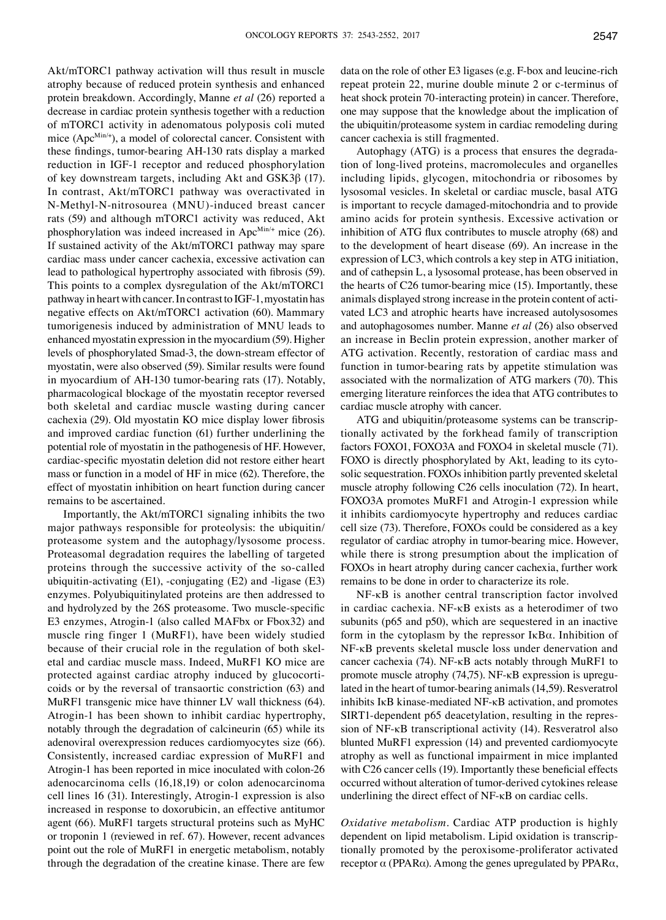Akt/mTORC1 pathway activation will thus result in muscle atrophy because of reduced protein synthesis and enhanced protein breakdown. Accordingly, Manne *et al* (26) reported a decrease in cardiac protein synthesis together with a reduction of mTORC1 activity in adenomatous polyposis coli muted mice ($Apc^{Min/+}$), a model of colorectal cancer. Consistent with these findings, tumor-bearing AH-130 rats display a marked reduction in IGF-1 receptor and reduced phosphorylation of key downstream targets, including Akt and GSK3β (17). In contrast, Akt/mTORC1 pathway was overactivated in N-Methyl-N-nitrosourea (MNU)-induced breast cancer rats (59) and although mTORC1 activity was reduced, Akt phosphorylation was indeed increased in $Apc^{Min/+}$ mice (26). If sustained activity of the Akt/mTORC1 pathway may spare cardiac mass under cancer cachexia, excessive activation can lead to pathological hypertrophy associated with fibrosis (59). This points to a complex dysregulation of the Akt/mTORC1 pathway in heart with cancer. In contrast to IGF-1, myostatin has negative effects on Akt/mTORC1 activation (60). Mammary tumorigenesis induced by administration of MNU leads to enhanced myostatin expression in the myocardium (59). Higher levels of phosphorylated Smad-3, the down-stream effector of myostatin, were also observed (59). Similar results were found in myocardium of AH-130 tumor-bearing rats (17). Notably, pharmacological blockage of the myostatin receptor reversed both skeletal and cardiac muscle wasting during cancer cachexia (29). Old myostatin KO mice display lower fibrosis and improved cardiac function (61) further underlining the potential role of myostatin in the pathogenesis of HF. However, cardiac-specific myostatin deletion did not restore either heart mass or function in a model of HF in mice (62). Therefore, the effect of myostatin inhibition on heart function during cancer remains to be ascertained.

Importantly, the Akt/mTORC1 signaling inhibits the two major pathways responsible for proteolysis: the ubiquitin/proteasome system and the autophagy/lysosome process. Proteasomal degradation requires the labelling of targeted proteins through the successive activity of the so-called ubiquitin-activating (E1), -conjugating (E2) and -ligase (E3) enzymes. Polyubiquitinylated proteins are then addressed to and hydrolyzed by the 26S proteasome. Two muscle-specific E3 enzymes, Atrogin-1 (also called MAFbx or Fbox32) and muscle ring finger 1 (MuRF1), have been widely studied because of their crucial role in the regulation of both skeletal and cardiac muscle mass. Indeed, MuRF1 KO mice are protected against cardiac atrophy induced by glucocorticoids or by the reversal of transaortic constriction (63) and MuRF1 transgenic mice have thinner LV wall thickness (64). Atrogin-1 has been shown to inhibit cardiac hypertrophy, notably through the degradation of calcineurin (65) while its adenoviral overexpression reduces cardiomyocytes size (66). Consistently, increased cardiac expression of MuRF1 and Atrogin-1 has been reported in mice inoculated with colon-26 adenocarcinoma cells (16,18,19) or colon adenocarcinoma cell lines 16 (31). Interestingly, Atrogin-1 expression is also increased in response to doxorubicin, an effective antitumor agent (66). MuRF1 targets structural proteins such as MyHC or troponin 1 (reviewed in ref. 67). However, recent advances point out the role of MuRF1 in energetic metabolism, notably through the degradation of the creatine kinase. There are few data on the role of other E3 ligases (e.g. F-box and leucine-rich repeat protein 22, murine double minute 2 or c-terminus of heat shock protein 70-interacting protein) in cancer. Therefore, one may suppose that the knowledge about the implication of the ubiquitin/proteasome system in cardiac remodeling during cancer cachexia is still fragmented.

Autophagy (ATG) is a process that ensures the degradation of long-lived proteins, macromolecules and organelles including lipids, glycogen, mitochondria or ribosomes by lysosomal vesicles. In skeletal or cardiac muscle, basal ATG is important to recycle damaged-mitochondria and to provide amino acids for protein synthesis. Excessive activation or inhibition of ATG flux contributes to muscle atrophy (68) and to the development of heart disease (69). An increase in the expression of LC3, which controls a key step in ATG initiation, and of cathepsin L, a lysosomal protease, has been observed in the hearts of C26 tumor-bearing mice (15). Importantly, these animals displayed strong increase in the protein content of activated LC3 and atrophic hearts have increased autolysosomes and autophagosomes number. Manne *et al* (26) also observed an increase in Beclin protein expression, another marker of ATG activation. Recently, restoration of cardiac mass and function in tumor-bearing rats by appetite stimulation was associated with the normalization of ATG markers (70). This emerging literature reinforces the idea that ATG contributes to cardiac muscle atrophy with cancer.

ATG and ubiquitin/proteasome systems can be transcriptionally activated by the forkhead family of transcription factors FOXO1, FOXO3A and FOXO4 in skeletal muscle (71). FOXO is directly phosphorylated by Akt, leading to its cytosolic sequestration. FOXOs inhibition partly prevented skeletal muscle atrophy following C26 cells inoculation (72). In heart, FOXO3A promotes MuRF1 and Atrogin-1 expression while it inhibits cardiomyocyte hypertrophy and reduces cardiac cell size (73). Therefore, FOXOs could be considered as a key regulator of cardiac atrophy in tumor-bearing mice. However, while there is strong presumption about the implication of FOXOs in heart atrophy during cancer cachexia, further work remains to be done in order to characterize its role.

NF-κB is another central transcription factor involved in cardiac cachexia. NF-κB exists as a heterodimer of two subunits (p65 and p50), which are sequestered in an inactive form in the cytoplasm by the repressor IκBα. Inhibition of NF-κB prevents skeletal muscle loss under denervation and cancer cachexia (74). NF-κB acts notably through MuRF1 to promote muscle atrophy (74,75). NF-κB expression is upregulated in the heart of tumor-bearing animals (14,59). Resveratrol inhibits IκB kinase-mediated NF-κB activation, and promotes SIRT1-dependent p65 deacetylation, resulting in the repression of NF-κB transcriptional activity (14). Resveratrol also blunted MuRF1 expression (14) and prevented cardiomyocyte atrophy as well as functional impairment in mice implanted with C26 cancer cells (19). Importantly these beneficial effects occurred without alteration of tumor-derived cytokines release underlining the direct effect of NF-κB on cardiac cells.

*Oxidative metabolism.* Cardiac ATP production is highly dependent on lipid metabolism. Lipid oxidation is transcriptionally promoted by the peroxisome-proliferator activated receptor α (PPARα). Among the genes upregulated by PPARα,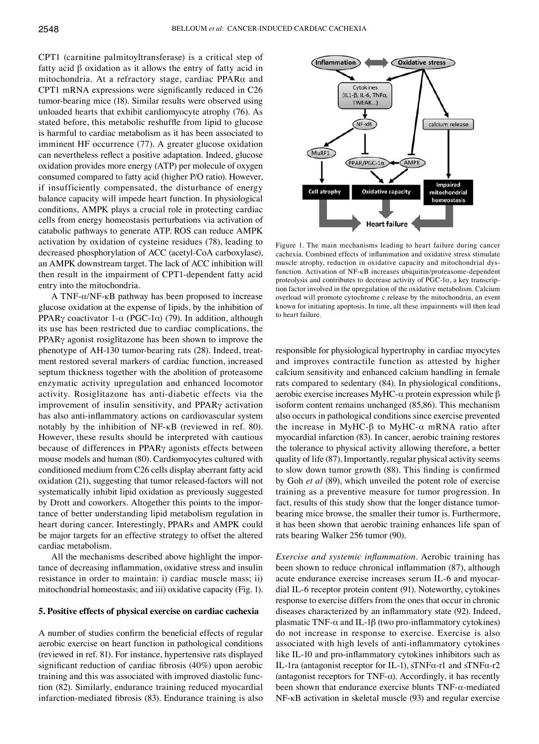CPT1 (carnitine palmitoyltransferase) is a critical step of fatty acid β oxidation as it allows the entry of fatty acid in mitochondria. At a refractory stage, cardiac PPARα and CPT1 mRNA expressions were significantly reduced in C26 tumor-bearing mice (18). Similar results were observed using unloaded hearts that exhibit cardiomyocyte atrophy (76). As stated before, this metabolic reshuffle from lipid to glucose is harmful to cardiac metabolism as it has been associated to imminent HF occurrence (77). A greater glucose oxidation can nevertheless reflect a positive adaptation. Indeed, glucose oxidation provides more energy (ATP) per molecule of oxygen consumed compared to fatty acid (higher P/O ratio). However, if insufficiently compensated, the disturbance of energy balance capacity will impede heart function. In physiological conditions, AMPK plays a crucial role in protecting cardiac cells from energy homeostasis perturbations via activation of catabolic pathways to generate ATP. ROS can reduce AMPK activation by oxidation of cysteine residues (78), leading to decreased phosphorylation of ACC (acetyl-CoA carboxylase), an AMPK downstream target. The lack of ACC inhibition will then result in the impairment of CPT1-dependent fatty acid entry into the mitochondria.

A TNF-α/NF-κB pathway has been proposed to increase glucose oxidation at the expense of lipids, by the inhibition of PPARγ coactivator 1-α (PGC-1α) (79). In addition, although its use has been restricted due to cardiac complications, the PPARγ agonist rosiglitazone has been shown to improve the phenotype of AH-130 tumor-bearing rats (28). Indeed, treatment restored several markers of cardiac function, increased septum thickness together with the abolition of proteasome enzymatic activity upregulation and enhanced locomotor activity. Rosiglitazone has anti-diabetic effects via the improvement of insulin sensitivity, and PPARγ activation has also anti-inflammatory actions on cardiovascular system notably by the inhibition of NF-κB (reviewed in ref. 80). However, these results should be interpreted with cautious because of differences in PPARγ agonists effects between mouse models and human (80). Cardiomyocytes cultured with conditioned medium from C26 cells display aberrant fatty acid oxidation (21), suggesting that tumor released-factors will not systematically inhibit lipid oxidation as previously suggested by Drott and coworkers. Altogether this points to the importance of better understanding lipid metabolism regulation in heart during cancer. Interestingly, PPARs and AMPK could be major targets for an effective strategy to offset the altered cardiac metabolism.

All the mechanisms described above highlight the importance of decreasing inflammation, oxidative stress and insulin resistance in order to maintain: i) cardiac muscle mass; ii) mitochondrial homeostasis; and iii) oxidative capacity (Fig. 1).

Figure 1. The main mechanisms leading to heart failure during cancer cachexia. Combined effects of inflammation and oxidative stress stimulate muscle atrophy, reduction in oxidative capacity and mitochondrial dysfunction. Activation of NF-κB increases ubiquitin/proteasome-dependent proteolysis and contributes to decrease activity of PGC-1α, a key transcription factor involved in the upregulation of the oxidative metabolism. Calcium overload will promote cytochrome c release by the mitochondria, an event known for initiating apoptosis. In time, all these impairments will then lead to heart failure.

## 5. Positive effects of physical exercise on cardiac cachexia

A number of studies confirm the beneficial effects of regular aerobic exercise on heart function in pathological conditions (reviewed in ref. 81). For instance, hypertensive rats displayed significant reduction of cardiac fibrosis (40%) upon aerobic training and this was associated with improved diastolic function (82). Similarly, endurance training reduced myocardial infarction-mediated fibrosis (83). Endurance training is also responsible for physiological hypertrophy in cardiac myocytes and improves contractile function as attested by higher calcium sensitivity and enhanced calcium handling in female rats compared to sedentary (84). In physiological conditions, aerobic exercise increases MyHC-α protein expression while β isoform content remains unchanged (85,86). This mechanism also occurs in pathological conditions since exercise prevented the increase in MyHC-β to MyHC-α mRNA ratio after myocardial infarction (83). In cancer, aerobic training restores the tolerance to physical activity allowing therefore, a better quality of life (87). Importantly, regular physical activity seems to slow down tumor growth (88). This finding is confirmed by Goh *et al* (89), which unveiled the potent role of exercise training as a preventive measure for tumor progression. In fact, results of this study show that the longer distance tumor-bearing mice browse, the smaller their tumor is. Furthermore, it has been shown that aerobic training enhances life span of rats bearing Walker 256 tumor (90).

*Exercise and systemic inflammation.* Aerobic training has been shown to reduce chronical inflammation (87), although acute endurance exercise increases serum IL-6 and myocardial IL-6 receptor protein content (91). Noteworthy, cytokines response to exercise differs from the ones that occur in chronic diseases characterized by an inflammatory state (92). Indeed, plasmatic TNF-α and IL-1β (two pro-inflammatory cytokines) do not increase in response to exercise. Exercise is also associated with high levels of anti-inflammatory cytokines like IL-10 and pro-inflammatory cytokines inhibitors such as IL-1ra (antagonist receptor for IL-1), sTNFα-r1 and sTNFα-r2 (antagonist receptors for TNF-α). Accordingly, it has recently been shown that endurance exercise blunts TNF-α-mediated NF-κB activation in skeletal muscle (93) and regular exercise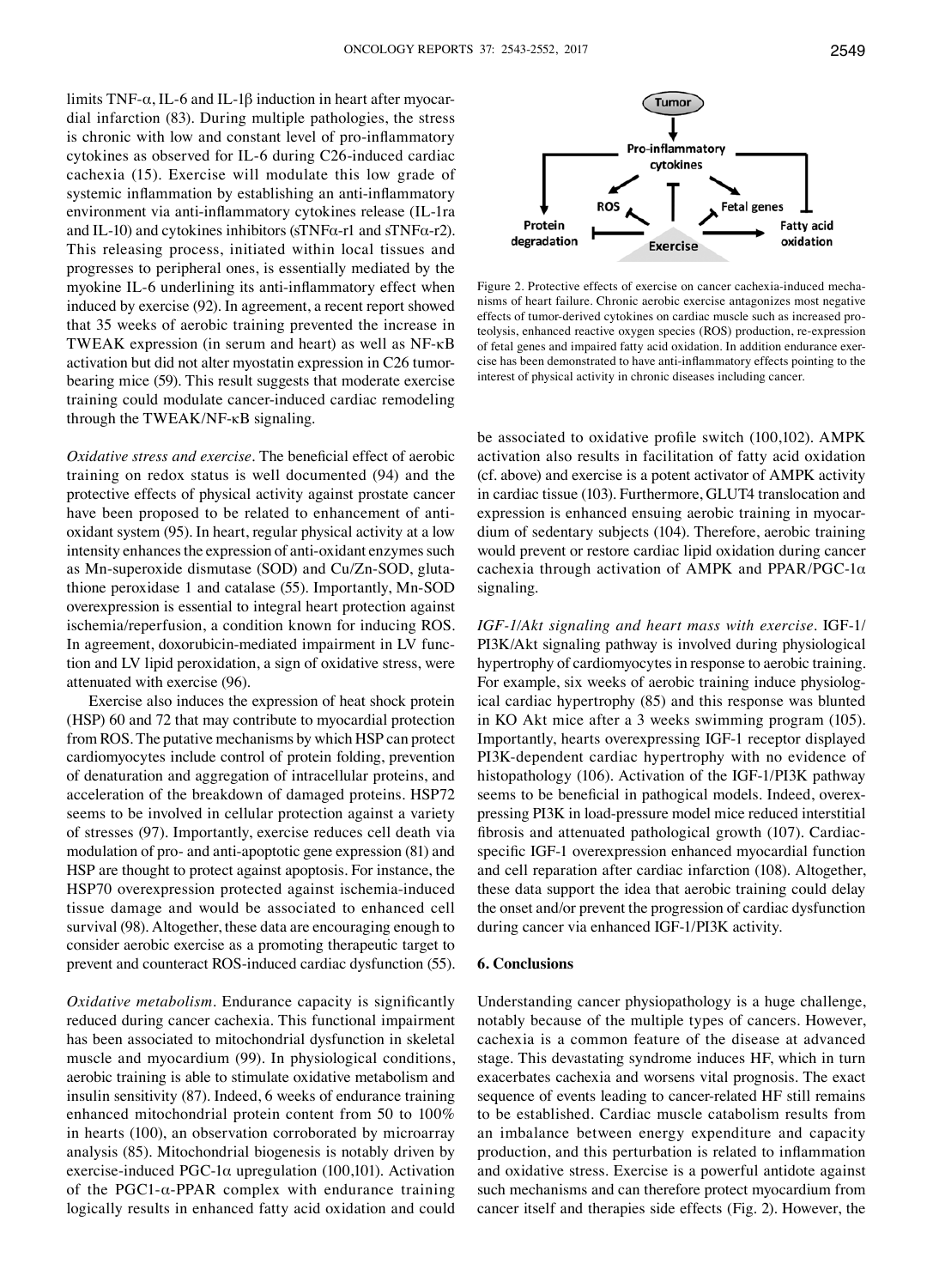limits TNF-α, IL-6 and IL-1β induction in heart after myocardial infarction (83). During multiple pathologies, the stress is chronic with low and constant level of pro-inflammatory cytokines as observed for IL-6 during C26-induced cardiac cachexia (15). Exercise will modulate this low grade of systemic inflammation by establishing an anti-inflammatory environment via anti-inflammatory cytokines release (IL-1ra and IL-10) and cytokines inhibitors (sTNFα-r1 and sTNFα-r2). This releasing process, initiated within local tissues and progresses to peripheral ones, is essentially mediated by the myokine IL-6 underlining its anti-inflammatory effect when induced by exercise (92). In agreement, a recent report showed that 35 weeks of aerobic training prevented the increase in TWEAK expression (in serum and heart) as well as NF-κB activation but did not alter myostatin expression in C26 tumor-bearing mice (59). This result suggests that moderate exercise training could modulate cancer-induced cardiac remodeling through the TWEAK/NF-κB signaling.

*Oxidative stress and exercise.* The beneficial effect of aerobic training on redox status is well documented (94) and the protective effects of physical activity against prostate cancer have been proposed to be related to enhancement of antioxidant system (95). In heart, regular physical activity at a low intensity enhances the expression of anti-oxidant enzymes such as Mn-superoxide dismutase (SOD) and Cu/Zn-SOD, glutathione peroxidase 1 and catalase (55). Importantly, Mn-SOD overexpression is essential to integral heart protection against ischemia/reperfusion, a condition known for inducing ROS. In agreement, doxorubicin-mediated impairment in LV function and LV lipid peroxidation, a sign of oxidative stress, were attenuated with exercise (96).

Exercise also induces the expression of heat shock protein (HSP) 60 and 72 that may contribute to myocardial protection from ROS. The putative mechanisms by which HSP can protect cardiomyocytes include control of protein folding, prevention of denaturation and aggregation of intracellular proteins, and acceleration of the breakdown of damaged proteins. HSP72 seems to be involved in cellular protection against a variety of stresses (97). Importantly, exercise reduces cell death via modulation of pro- and anti-apoptotic gene expression (81) and HSP are thought to protect against apoptosis. For instance, the HSP70 overexpression protected against ischemia-induced tissue damage and would be associated to enhanced cell survival (98). Altogether, these data are encouraging enough to consider aerobic exercise as a promoting therapeutic target to prevent and counteract ROS-induced cardiac dysfunction (55).

*Oxidative metabolism.* Endurance capacity is significantly reduced during cancer cachexia. This functional impairment has been associated to mitochondrial dysfunction in skeletal muscle and myocardium (99). In physiological conditions, aerobic training is able to stimulate oxidative metabolism and insulin sensitivity (87). Indeed, 6 weeks of endurance training enhanced mitochondrial protein content from 50 to 100% in hearts (100), an observation corroborated by microarray analysis (85). Mitochondrial biogenesis is notably driven by exercise-induced PGC-1α upregulation (100,101). Activation of the PGC1-α-PPAR complex with endurance training logically results in enhanced fatty acid oxidation and could be associated to oxidative profile switch (100,102). AMPK activation also results in facilitation of fatty acid oxidation (cf. above) and exercise is a potent activator of AMPK activity in cardiac tissue (103). Furthermore, GLUT4 translocation and expression is enhanced ensuing aerobic training in myocardium of sedentary subjects (104). Therefore, aerobic training would prevent or restore cardiac lipid oxidation during cancer cachexia through activation of AMPK and PPAR/PGC-1α signaling.

Figure 2. Protective effects of exercise on cancer cachexia-induced mechanisms of heart failure. Chronic aerobic exercise antagonizes most negative effects of tumor-derived cytokines on cardiac muscle such as increased proteolysis, enhanced reactive oxygen species (ROS) production, re-expression of fetal genes and impaired fatty acid oxidation. In addition endurance exercise has been demonstrated to have anti-inflammatory effects pointing to the interest of physical activity in chronic diseases including cancer.

*IGF-1/Akt signaling and heart mass with exercise.* IGF-1/PI3K/Akt signaling pathway is involved during physiological hypertrophy of cardiomyocytes in response to aerobic training. For example, six weeks of aerobic training induce physiological cardiac hypertrophy (85) and this response was blunted in KO Akt mice after a 3 weeks swimming program (105). Importantly, hearts overexpressing IGF-1 receptor displayed PI3K-dependent cardiac hypertrophy with no evidence of histopathology (106). Activation of the IGF-1/PI3K pathway seems to be beneficial in pathogical models. Indeed, overexpressing PI3K in load-pressure model mice reduced interstitial fibrosis and attenuated pathological growth (107). Cardiac-specific IGF-1 overexpression enhanced myocardial function and cell reparation after cardiac infarction (108). Altogether, these data support the idea that aerobic training could delay the onset and/or prevent the progression of cardiac dysfunction during cancer via enhanced IGF-1/PI3K activity.

## 6. Conclusions

Understanding cancer physiopathology is a huge challenge, notably because of the multiple types of cancers. However, cachexia is a common feature of the disease at advanced stage. This devastating syndrome induces HF, which in turn exacerbates cachexia and worsens vital prognosis. The exact sequence of events leading to cancer-related HF still remains to be established. Cardiac muscle catabolism results from an imbalance between energy expenditure and capacity production, and this perturbation is related to inflammation and oxidative stress. Exercise is a powerful antidote against such mechanisms and can therefore protect myocardium from cancer itself and therapies side effects (Fig. 2). However, the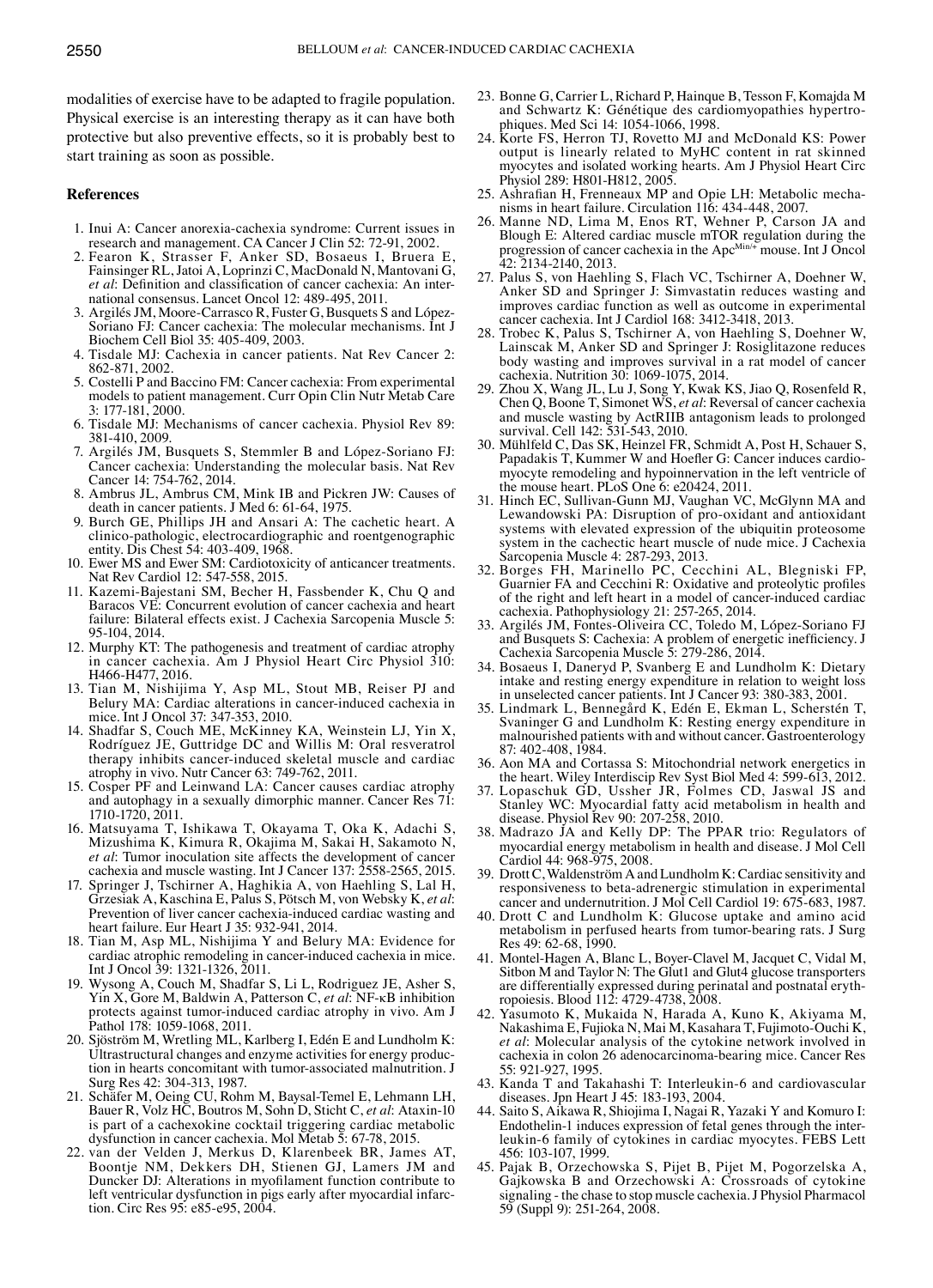modalities of exercise have to be adapted to fragile population. Physical exercise is an interesting therapy as it can have both protective but also preventive effects, so it is probably best to start training as soon as possible.

## References

1. Inui A: Cancer anorexia-cachexia syndrome: Current issues in research and management. CA Cancer J Clin 52: 72-91, 2002.
2. Fearon K, Strasser F, Anker SD, Bosaeus I, Bruera E, Fainsinger RL, Jatoi A, Loprinzi C, MacDonald N, Mantovani G, *et al*: Definition and classification of cancer cachexia: An international consensus. Lancet Oncol 12: 489-495, 2011.
3. Argilés JM, Moore-Carrasco R, Fuster G, Busquets S and López-Soriano FJ: Cancer cachexia: The molecular mechanisms. Int J Biochem Cell Biol 35: 405-409, 2003.
4. Tisdale MJ: Cachexia in cancer patients. Nat Rev Cancer 2: 862-871, 2002.
5. Costelli P and Baccino FM: Cancer cachexia: From experimental models to patient management. Curr Opin Clin Nutr Metab Care 3: 177-181, 2000.
6. Tisdale MJ: Mechanisms of cancer cachexia. Physiol Rev 89: 381-410, 2009.
7. Argilés JM, Busquets S, Stemmler B and López-Soriano FJ: Cancer cachexia: Understanding the molecular basis. Nat Rev Cancer 14: 754-762, 2014.
8. Ambrus JL, Ambrus CM, Mink IB and Pickren JW: Causes of death in cancer patients. J Med 6: 61-64, 1975.
9. Burch GE, Phillips JH and Ansari A: The cachetic heart. A clinico-pathologic, electrocardiographic and roentgenographic entity. Dis Chest 54: 403-409, 1968.
10. Ewer MS and Ewer SM: Cardiotoxicity of anticancer treatments. Nat Rev Cardiol 12: 547-558, 2015.
11. Kazemi-Bajestani SM, Becher H, Fassbender K, Chu Q and Baracos VE: Concurrent evolution of cancer cachexia and heart failure: Bilateral effects exist. J Cachexia Sarcopenia Muscle 5: 95-104, 2014.
12. Murphy KT: The pathogenesis and treatment of cardiac atrophy in cancer cachexia. Am J Physiol Heart Circ Physiol 310: H466-H477, 2016.
13. Tian M, Nishijima Y, Asp ML, Stout MB, Reiser PJ and Belury MA: Cardiac alterations in cancer-induced cachexia in mice. Int J Oncol 37: 347-353, 2010.
14. Shadfar S, Couch ME, McKinney KA, Weinstein LJ, Yin X, Rodríguez JE, Guttridge DC and Willis M: Oral resveratrol therapy inhibits cancer-induced skeletal muscle and cardiac atrophy in vivo. Nutr Cancer 63: 749-762, 2011.
15. Cosper PF and Leinwand LA: Cancer causes cardiac atrophy and autophagy in a sexually dimorphic manner. Cancer Res 71: 1710-1720, 2011.
16. Matsuyama T, Ishikawa T, Okayama T, Oka K, Adachi S, Mizushima K, Kimura R, Okajima M, Sakai H, Sakamoto N, *et al*: Tumor inoculation site affects the development of cancer cachexia and muscle wasting. Int J Cancer 137: 2558-2565, 2015.
17. Springer J, Tschirner A, Haghikia A, von Haehling S, Lal H, Grzesiak A, Kaschina E, Palus S, Pötsch M, von Websky K, *et al*: Prevention of liver cancer cachexia-induced cardiac wasting and heart failure. Eur Heart J 35: 932-941, 2014.
18. Tian M, Asp ML, Nishijima Y and Belury MA: Evidence for cardiac atrophic remodeling in cancer-induced cachexia in mice. Int J Oncol 39: 1321-1326, 2011.
19. Wysong A, Couch M, Shadfar S, Li L, Rodriguez JE, Asher S, Yin X, Gore M, Baldwin A, Patterson C, *et al*: NF-κB inhibition protects against tumor-induced cardiac atrophy in vivo. Am J Pathol 178: 1059-1068, 2011.
20. Sjöström M, Wretling ML, Karlberg I, Edén E and Lundholm K: Ultrastructural changes and enzyme activities for energy production in hearts concomitant with tumor-associated malnutrition. J Surg Res 42: 304-313, 1987.
21. Schäfer M, Oeing CU, Rohm M, Baysal-Temel E, Lehmann LH, Bauer R, Volz HC, Boutros M, Sohn D, Sticht C, *et al*: Ataxin-10 is part of a cachexokine cocktail triggering cardiac metabolic dysfunction in cancer cachexia. Mol Metab 5: 67-78, 2015.
22. van der Velden J, Merkus D, Klarenbeek BR, James AT, Boontje NM, Dekkers DH, Stienen GJ, Lamers JM and Duncker DJ: Alterations in myofilament function contribute to left ventricular dysfunction in pigs early after myocardial infarction. Circ Res 95: e85-e95, 2004.
23. Bonne G, Carrier L, Richard P, Hainque B, Tesson F, Komajda M and Schwartz K: Génétique des cardiomyopathies hypertrophiques. Med Sci 14: 1054-1066, 1998.
24. Korte FS, Herron TJ, Rovetto MJ and McDonald KS: Power output is linearly related to MyHC content in rat skinned myocytes and isolated working hearts. Am J Physiol Heart Circ Physiol 289: H801-H812, 2005.
25. Ashrafian H, Frenneaux MP and Opie LH: Metabolic mechanisms in heart failure. Circulation 116: 434-448, 2007.
26. Manne ND, Lima M, Enos RT, Wehner P, Carson JA and Blough E: Altered cardiac muscle mTOR regulation during the progression of cancer cachexia in the $Apc^{Min/+}$ mouse. Int J Oncol 42: 2134-2140, 2013.
27. Palus S, von Haehling S, Flach VC, Tschirner A, Doehner W, Anker SD and Springer J: Simvastatin reduces wasting and improves cardiac function as well as outcome in experimental cancer cachexia. Int J Cardiol 168: 3412-3418, 2013.
28. Trobec K, Palus S, Tschirner A, von Haehling S, Doehner W, Lainscak M, Anker SD and Springer J: Rosiglitazone reduces body wasting and improves survival in a rat model of cancer cachexia. Nutrition 30: 1069-1075, 2014.
29. Zhou X, Wang JL, Lu J, Song Y, Kwak KS, Jiao Q, Rosenfeld R, Chen Q, Boone T, Simonet WS, *et al*: Reversal of cancer cachexia and muscle wasting by ActRIIB antagonism leads to prolonged survival. Cell 142: 531-543, 2010.
30. Mühlfeld C, Das SK, Heinzel FR, Schmidt A, Post H, Schauer S, Papadakis T, Kummer W and Hoefler G: Cancer induces cardiomyocyte remodeling and hypoinnervation in the left ventricle of the mouse heart. PLoS One 6: e20424, 2011.
31. Hinch EC, Sullivan-Gunn MJ, Vaughan VC, McGlynn MA and Lewandowski PA: Disruption of pro-oxidant and antioxidant systems with elevated expression of the ubiquitin proteosome system in the cachectic heart muscle of nude mice. J Cachexia Sarcopenia Muscle 4: 287-293, 2013.
32. Borges FH, Marinello PC, Cecchini AL, Blegniski FP, Guarnier FA and Cecchini R: Oxidative and proteolytic profiles of the right and left heart in a model of cancer-induced cardiac cachexia. Pathophysiology 21: 257-265, 2014.
33. Argilés JM, Fontes-Oliveira CC, Toledo M, López-Soriano FJ and Busquets S: Cachexia: A problem of energetic inefficiency. J Cachexia Sarcopenia Muscle 5: 279-286, 2014.
34. Bosaeus I, Daneryd P, Svanberg E and Lundholm K: Dietary intake and resting energy expenditure in relation to weight loss in unselected cancer patients. Int J Cancer 93: 380-383, 2001.
35. Lindmark L, Bennegård K, Edén E, Ekman L, Scherstén T, Svaninger G and Lundholm K: Resting energy expenditure in malnourished patients with and without cancer. Gastroenterology 87: 402-408, 1984.
36. Aon MA and Cortassa S: Mitochondrial network energetics in the heart. Wiley Interdiscip Rev Syst Biol Med 4: 599-613, 2012.
37. Lopaschuk GD, Ussher JR, Folmes CD, Jaswal JS and Stanley WC: Myocardial fatty acid metabolism in health and disease. Physiol Rev 90: 207-258, 2010.
38. Madrazo JA and Kelly DP: The PPAR trio: Regulators of myocardial energy metabolism in health and disease. J Mol Cell Cardiol 44: 968-975, 2008.
39. Drott C, Waldenström A and Lundholm K: Cardiac sensitivity and responsiveness to beta-adrenergic stimulation in experimental cancer and undernutrition. J Mol Cell Cardiol 19: 675-683, 1987.
40. Drott C and Lundholm K: Glucose uptake and amino acid metabolism in perfused hearts from tumor-bearing rats. J Surg Res 49: 62-68, 1990.
41. Montel-Hagen A, Blanc L, Boyer-Clavel M, Jacquet C, Vidal M, Sitbon M and Taylor N: The Glut1 and Glut4 glucose transporters are differentially expressed during perinatal and postnatal erythropoiesis. Blood 112: 4729-4738, 2008.
42. Yasumoto K, Mukaida N, Harada A, Kuno K, Akiyama M, Nakashima E, Fujioka N, Mai M, Kasahara T, Fujimoto-Ouchi K, *et al*: Molecular analysis of the cytokine network involved in cachexia in colon 26 adenocarcinoma-bearing mice. Cancer Res 55: 921-927, 1995.
43. Kanda T and Takahashi T: Interleukin-6 and cardiovascular diseases. Jpn Heart J 45: 183-193, 2004.
44. Saito S, Aikawa R, Shiojima I, Nagai R, Yazaki Y and Komuro I: Endothelin-1 induces expression of fetal genes through the interleukin-6 family of cytokines in cardiac myocytes. FEBS Lett 456: 103-107, 1999.
45. Pajak B, Orzechowska S, Pijet B, Pijet M, Pogorzelska A, Gajkowska B and Orzechowski A: Crossroads of cytokine signaling - the chase to stop muscle cachexia. J Physiol Pharmacol 59 (Suppl 9): 251-264, 2008.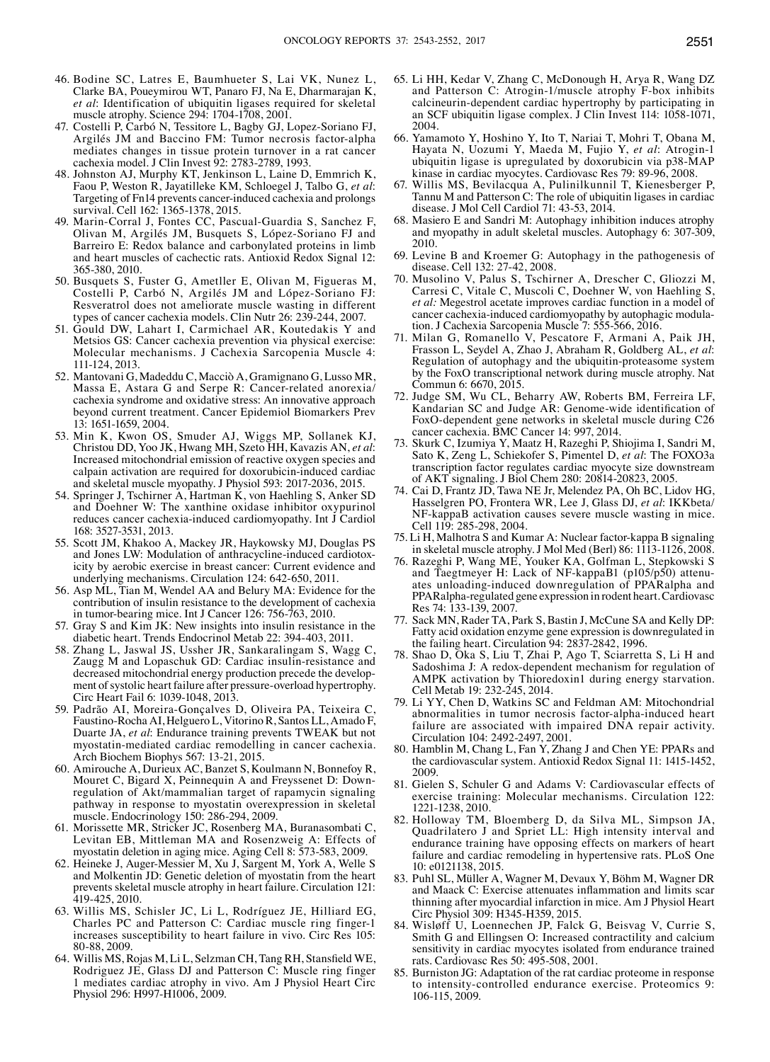46. Bodine SC, Latres E, Baumhueter S, Lai VK, Nunez L, Clarke BA, Poueymirou WT, Panaro FJ, Na E, Dharmarajan K, *et al*: Identification of ubiquitin ligases required for skeletal muscle atrophy. Science 294: 1704-1708, 2001.
47. Costelli P, Carbó N, Tessitore L, Bagby GJ, Lopez-Soriano FJ, Argilés JM and Baccino FM: Tumor necrosis factor-alpha mediates changes in tissue protein turnover in a rat cancer cachexia model. J Clin Invest 92: 2783-2789, 1993.
48. Johnston AJ, Murphy KT, Jenkinson L, Laine D, Emmrich K, Faou P, Weston R, Jayatilleke KM, Schloegel J, Talbo G, *et al*: Targeting of Fn14 prevents cancer-induced cachexia and prolongs survival. Cell 162: 1365-1378, 2015.
49. Marin-Corral J, Fontes CC, Pascual-Guardia S, Sanchez F, Olivan M, Argilés JM, Busquets S, López-Soriano FJ and Barreiro E: Redox balance and carbonylated proteins in limb and heart muscles of cachectic rats. Antioxid Redox Signal 12: 365-380, 2010.
50. Busquets S, Fuster G, Ametller E, Olivan M, Figueras M, Costelli P, Carbó N, Argilés JM and López-Soriano FJ: Resveratrol does not ameliorate muscle wasting in different types of cancer cachexia models. Clin Nutr 26: 239-244, 2007.
51. Gould DW, Lahart I, Carmichael AR, Koutedakis Y and Metsios GS: Cancer cachexia prevention via physical exercise: Molecular mechanisms. J Cachexia Sarcopenia Muscle 4: 111-124, 2013.
52. Mantovani G, Madeddu C, Macciò A, Gramignano G, Lusso MR, Massa E, Astara G and Serpe R: Cancer-related anorexia/cachexia syndrome and oxidative stress: An innovative approach beyond current treatment. Cancer Epidemiol Biomarkers Prev 13: 1651-1659, 2004.
53. Min K, Kwon OS, Smuder AJ, Wiggs MP, Sollanek KJ, Christou DD, Yoo JK, Hwang MH, Szeto HH, Kavazis AN, *et al*: Increased mitochondrial emission of reactive oxygen species and calpain activation are required for doxorubicin-induced cardiac and skeletal muscle myopathy. J Physiol 593: 2017-2036, 2015.
54. Springer J, Tschirner A, Hartman K, von Haehling S, Anker SD and Doehner W: The xanthine oxidase inhibitor oxypurinol reduces cancer cachexia-induced cardiomyopathy. Int J Cardiol 168: 3527-3531, 2013.
55. Scott JM, Khakoo A, Mackey JR, Haykowsky MJ, Douglas PS and Jones LW: Modulation of anthracycline-induced cardiotoxicity by aerobic exercise in breast cancer: Current evidence and underlying mechanisms. Circulation 124: 642-650, 2011.
56. Asp ML, Tian M, Wendel AA and Belury MA: Evidence for the contribution of insulin resistance to the development of cachexia in tumor-bearing mice. Int J Cancer 126: 756-763, 2010.
57. Gray S and Kim JK: New insights into insulin resistance in the diabetic heart. Trends Endocrinol Metab 22: 394-403, 2011.
58. Zhang L, Jaswal JS, Ussher JR, Sankaralingam S, Wagg C, Zaugg M and Lopaschuk GD: Cardiac insulin-resistance and decreased mitochondrial energy production precede the development of systolic heart failure after pressure-overload hypertrophy. Circ Heart Fail 6: 1039-1048, 2013.
59. Padrão AI, Moreira-Gonçalves D, Oliveira PA, Teixeira C, Faustino-Rocha AI, Helguero L, Vitorino R, Santos LL, Amado F, Duarte JA, *et al*: Endurance training prevents TWEAK but not myostatin-mediated cardiac remodelling in cancer cachexia. Arch Biochem Biophys 567: 13-21, 2015.
60. Amirouche A, Durieux AC, Banzet S, Koulmann N, Bonnefoy R, Mouret C, Bigard X, Peinnequin A and Freyssenet D: Down-regulation of Akt/mammalian target of rapamycin signaling pathway in response to myostatin overexpression in skeletal muscle. Endocrinology 150: 286-294, 2009.
61. Morissette MR, Stricker JC, Rosenberg MA, Buranasombati C, Levitan EB, Mittleman MA and Rosenzweig A: Effects of myostatin deletion in aging mice. Aging Cell 8: 573-583, 2009.
62. Heineke J, Auger-Messier M, Xu J, Sargent M, York A, Welle S and Molkentin JD: Genetic deletion of myostatin from the heart prevents skeletal muscle atrophy in heart failure. Circulation 121: 419-425, 2010.
63. Willis MS, Schisler JC, Li L, Rodríguez JE, Hilliard EG, Charles PC and Patterson C: Cardiac muscle ring finger-1 increases susceptibility to heart failure in vivo. Circ Res 105: 80-88, 2009.
64. Willis MS, Rojas M, Li L, Selzman CH, Tang RH, Stansfield WE, Rodriguez JE, Glass DJ and Patterson C: Muscle ring finger 1 mediates cardiac atrophy in vivo. Am J Physiol Heart Circ Physiol 296: H997-H1006, 2009.
65. Li HH, Kedar V, Zhang C, McDonough H, Arya R, Wang DZ and Patterson C: Atrogin-1/muscle atrophy F-box inhibits calcineurin-dependent cardiac hypertrophy by participating in an SCF ubiquitin ligase complex. J Clin Invest 114: 1058-1071, 2004.
66. Yamamoto Y, Hoshino Y, Ito T, Nariai T, Mohri T, Obana M, Hayata N, Uozumi Y, Maeda M, Fujio Y, *et al*: Atrogin-1 ubiquitin ligase is upregulated by doxorubicin via p38-MAP kinase in cardiac myocytes. Cardiovasc Res 79: 89-96, 2008.
67. Willis MS, Bevilacqua A, Pulinilkunnil T, Kienesberger P, Tannu M and Patterson C: The role of ubiquitin ligases in cardiac disease. J Mol Cell Cardiol 71: 43-53, 2014.
68. Masiero E and Sandri M: Autophagy inhibition induces atrophy and myopathy in adult skeletal muscles. Autophagy 6: 307-309, 2010.
69. Levine B and Kroemer G: Autophagy in the pathogenesis of disease. Cell 132: 27-42, 2008.
70. Musolino V, Palus S, Tschirner A, Drescher C, Gliozzi M, Carresi C, Vitale C, Muscoli C, Doehner W, von Haehling S, *et al:* Megestrol acetate improves cardiac function in a model of cancer cachexia-induced cardiomyopathy by autophagic modulation. J Cachexia Sarcopenia Muscle 7: 555-566, 2016.
71. Milan G, Romanello V, Pescatore F, Armani A, Paik JH, Frasson L, Seydel A, Zhao J, Abraham R, Goldberg AL, *et al*: Regulation of autophagy and the ubiquitin-proteasome system by the FoxO transcriptional network during muscle atrophy. Nat Commun 6: 6670, 2015.
72. Judge SM, Wu CL, Beharry AW, Roberts BM, Ferreira LF, Kandarian SC and Judge AR: Genome-wide identification of FoxO-dependent gene networks in skeletal muscle during C26 cancer cachexia. BMC Cancer 14: 997, 2014.
73. Skurk C, Izumiya Y, Maatz H, Razeghi P, Shiojima I, Sandri M, Sato K, Zeng L, Schiekofer S, Pimentel D, *et al*: The FOXO3a transcription factor regulates cardiac myocyte size downstream of AKT signaling. J Biol Chem 280: 20814-20823, 2005.
74. Cai D, Frantz JD, Tawa NE Jr, Melendez PA, Oh BC, Lidov HG, Hasselgren PO, Frontera WR, Lee J, Glass DJ, *et al*: IKKbeta/NF-kappaB activation causes severe muscle wasting in mice. Cell 119: 285-298, 2004.
75. Li H, Malhotra S and Kumar A: Nuclear factor-kappa B signaling in skeletal muscle atrophy. J Mol Med (Berl) 86: 1113-1126, 2008.
76. Razeghi P, Wang ME, Youker KA, Golfman L, Stepkowski S and Taegtmeyer H: Lack of NF-kappaB1 (p105/p50) attenuates unloading-induced downregulation of PPARalpha and PPARalpha-regulated gene expression in rodent heart. Cardiovasc Res 74: 133-139, 2007.
77. Sack MN, Rader TA, Park S, Bastin J, McCune SA and Kelly DP: Fatty acid oxidation enzyme gene expression is downregulated in the failing heart. Circulation 94: 2837-2842, 1996.
78. Shao D, Oka S, Liu T, Zhai P, Ago T, Sciarretta S, Li H and Sadoshima J: A redox-dependent mechanism for regulation of AMPK activation by Thioredoxin1 during energy starvation. Cell Metab 19: 232-245, 2014.
79. Li YY, Chen D, Watkins SC and Feldman AM: Mitochondrial abnormalities in tumor necrosis factor-alpha-induced heart failure are associated with impaired DNA repair activity. Circulation 104: 2492-2497, 2001.
80. Hamblin M, Chang L, Fan Y, Zhang J and Chen YE: PPARs and the cardiovascular system. Antioxid Redox Signal 11: 1415-1452, 2009.
81. Gielen S, Schuler G and Adams V: Cardiovascular effects of exercise training: Molecular mechanisms. Circulation 122: 1221-1238, 2010.
82. Holloway TM, Bloemberg D, da Silva ML, Simpson JA, Quadrilatero J and Spriet LL: High intensity interval and endurance training have opposing effects on markers of heart failure and cardiac remodeling in hypertensive rats. PLoS One 10: e0121138, 2015.
83. Puhl SL, Müller A, Wagner M, Devaux Y, Böhm M, Wagner DR and Maack C: Exercise attenuates inflammation and limits scar thinning after myocardial infarction in mice. Am J Physiol Heart Circ Physiol 309: H345-H359, 2015.
84. Wisløff U, Loennechen JP, Falck G, Beisvag V, Currie S, Smith G and Ellingsen O: Increased contractility and calcium sensitivity in cardiac myocytes isolated from endurance trained rats. Cardiovasc Res 50: 495-508, 2001.
85. Burniston JG: Adaptation of the rat cardiac proteome in response to intensity-controlled endurance exercise. Proteomics 9: 106-115, 2009.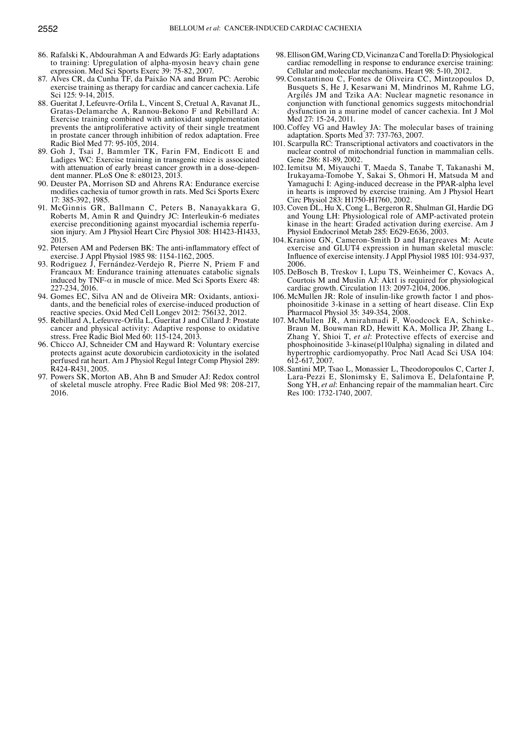86. Rafalski K, Abdourahman A and Edwards JG: Early adaptations to training: Upregulation of alpha-myosin heavy chain gene expression. Med Sci Sports Exerc 39: 75-82, 2007.
87. Alves CR, da Cunha TF, da Paixão NA and Brum PC: Aerobic exercise training as therapy for cardiac and cancer cachexia. Life Sci 125: 9-14, 2015.
88. Gueritat J, Lefeuvre-Orfila L, Vincent S, Cretual A, Ravanat JL, Gratas-Delamarche A, Rannou-Bekono F and Rebillard A: Exercise training combined with antioxidant supplementation prevents the antiproliferative activity of their single treatment in prostate cancer through inhibition of redox adaptation. Free Radic Biol Med 77: 95-105, 2014.
89. Goh J, Tsai J, Bammler TK, Farin FM, Endicott E and Ladiges WC: Exercise training in transgenic mice is associated with attenuation of early breast cancer growth in a dose-dependent manner. PLoS One 8: e80123, 2013.
90. Deuster PA, Morrison SD and Ahrens RA: Endurance exercise modifies cachexia of tumor growth in rats. Med Sci Sports Exerc 17: 385-392, 1985.
91. McGinnis GR, Ballmann C, Peters B, Nanayakkara G, Roberts M, Amin R and Quindry JC: Interleukin-6 mediates exercise preconditioning against myocardial ischemia reperfusion injury. Am J Physiol Heart Circ Physiol 308: H1423-H1433, 2015.
92. Petersen AM and Pedersen BK: The anti-inflammatory effect of exercise. J Appl Physiol 1985 98: 1154-1162, 2005.
93. Rodriguez J, Fernández-Verdejo R, Pierre N, Priem F and Francaux M: Endurance training attenuates catabolic signals induced by TNF-$\alpha$ in muscle of mice. Med Sci Sports Exerc 48: 227-234, 2016.
94. Gomes EC, Silva AN and de Oliveira MR: Oxidants, antioxidants, and the beneficial roles of exercise-induced production of reactive species. Oxid Med Cell Longev 2012: 756132, 2012.
95. Rebillard A, Lefeuvre-Orfila L, Gueritat J and Cillard J: Prostate cancer and physical activity: Adaptive response to oxidative stress. Free Radic Biol Med 60: 115-124, 2013.
96. Chicco AJ, Schneider CM and Hayward R: Voluntary exercise protects against acute doxorubicin cardiotoxicity in the isolated perfused rat heart. Am J Physiol Regul Integr Comp Physiol 289: R424-R431, 2005.
97. Powers SK, Morton AB, Ahn B and Smuder AJ: Redox control of skeletal muscle atrophy. Free Radic Biol Med 98: 208-217, 2016.
98. Ellison GM, Waring CD, Vicinanza C and Torella D: Physiological cardiac remodelling in response to endurance exercise training: Cellular and molecular mechanisms. Heart 98: 5-10, 2012.
99. Constantinou C, Fontes de Oliveira CC, Mintzopoulos D, Busquets S, He J, Kesarwani M, Mindrinos M, Rahme LG, Argilés JM and Tzika AA: Nuclear magnetic resonance in conjunction with functional genomics suggests mitochondrial dysfunction in a murine model of cancer cachexia. Int J Mol Med 27: 15-24, 2011.
100. Coffey VG and Hawley JA: The molecular bases of training adaptation. Sports Med 37: 737-763, 2007.
101. Scarpulla RC: Transcriptional activators and coactivators in the nuclear control of mitochondrial function in mammalian cells. Gene 286: 81-89, 2002.
102. Iemitsu M, Miyauchi T, Maeda S, Tanabe T, Takanashi M, Irukayama-Tomobe Y, Sakai S, Ohmori H, Matsuda M and Yamaguchi I: Aging-induced decrease in the PPAR-alpha level in hearts is improved by exercise training. Am J Physiol Heart Circ Physiol 283: H1750-H1760, 2002.
103. Coven DL, Hu X, Cong L, Bergeron R, Shulman GI, Hardie DG and Young LH: Physiological role of AMP-activated protein kinase in the heart: Graded activation during exercise. Am J Physiol Endocrinol Metab 285: E629-E636, 2003.
104. Kraniou GN, Cameron-Smith D and Hargreaves M: Acute exercise and GLUT4 expression in human skeletal muscle: Influence of exercise intensity. J Appl Physiol 1985 101: 934-937, 2006.
105. DeBosch B, Treskov I, Lupu TS, Weinheimer C, Kovacs A, Courtois M and Muslin AJ: Akt1 is required for physiological cardiac growth. Circulation 113: 2097-2104, 2006.
106. McMullen JR: Role of insulin-like growth factor 1 and phosphoinositide 3-kinase in a setting of heart disease. Clin Exp Pharmacol Physiol 35: 349-354, 2008.
107. McMullen JR, Amirahmadi F, Woodcock EA, Schinke-Braun M, Bouwman RD, Hewitt KA, Mollica JP, Zhang L, Zhang Y, Shioi T, *et al*: Protective effects of exercise and phosphoinositide 3-kinase(p110alpha) signaling in dilated and hypertrophic cardiomyopathy. Proc Natl Acad Sci USA 104: 612-617, 2007.
108. Santini MP, Tsao L, Monassier L, Theodoropoulos C, Carter J, Lara-Pezzi E, Slonimsky E, Salimova E, Delafontaine P, Song YH, *et al*: Enhancing repair of the mammalian heart. Circ Res 100: 1732-1740, 2007.